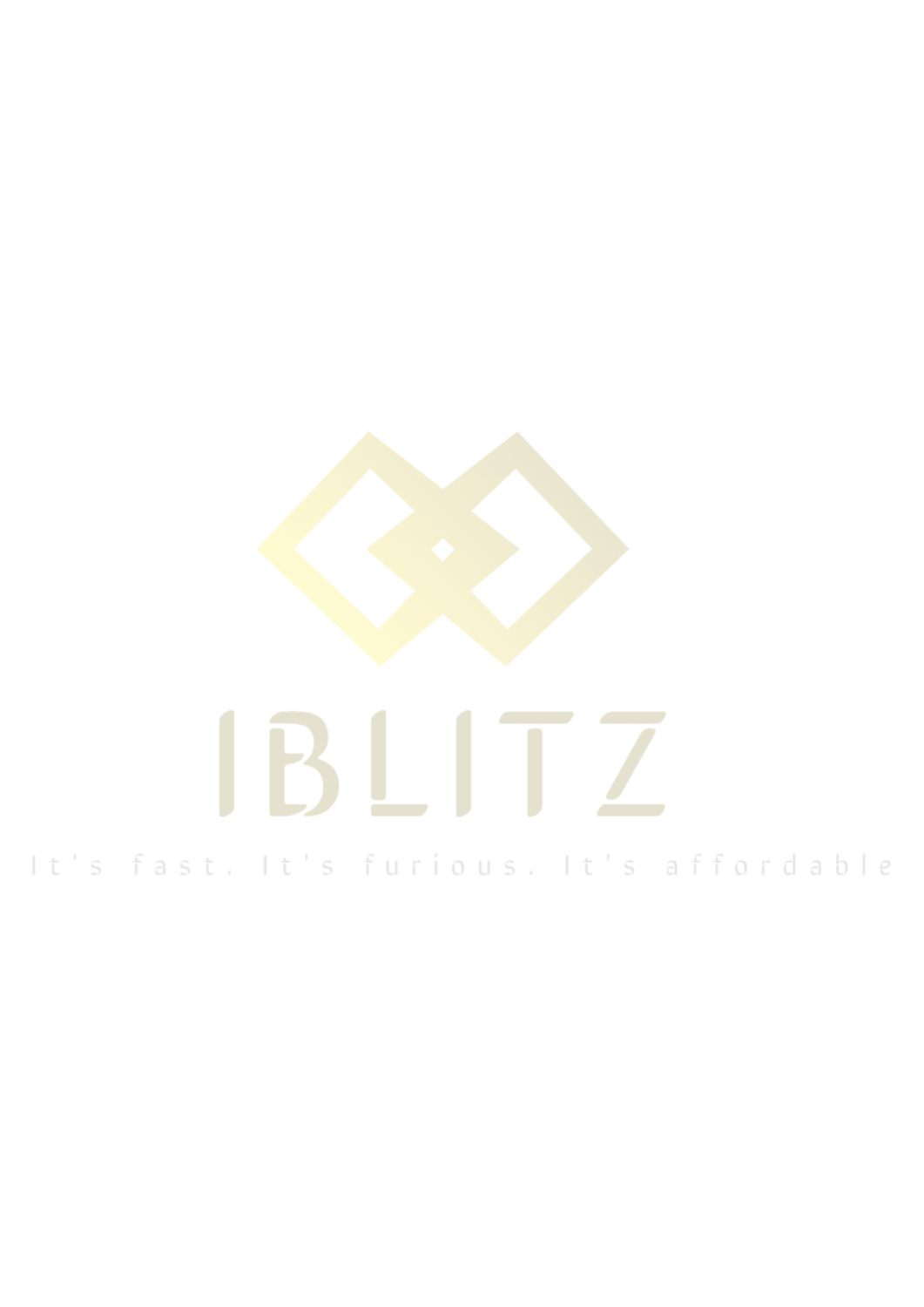# IBLITZ

It's fast. It's furious. It's affordable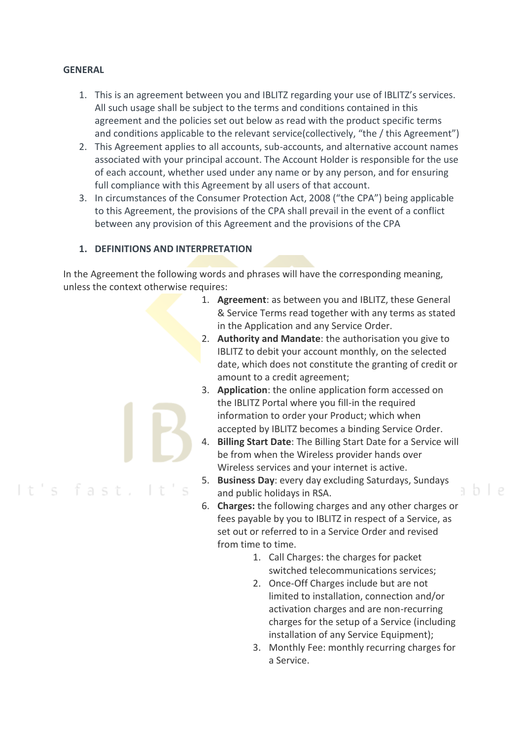**GENERAL**

1. This is an agreement between you and IBLITZ regarding your use of IBLITZ's services. All such usage shall be subject to the terms and conditions contained in this agreement and the policies set out below as read with the product specific terms and conditions applicable to the relevant service(collectively, "the / this Agreement")
2. This Agreement applies to all accounts, sub-accounts, and alternative account names associated with your principal account. The Account Holder is responsible for the use of each account, whether used under any name or by any person, and for ensuring full compliance with this Agreement by all users of that account.
3. In circumstances of the Consumer Protection Act, 2008 ("the CPA") being applicable to this Agreement, the provisions of the CPA shall prevail in the event of a conflict between any provision of this Agreement and the provisions of the CPA

## 1. DEFINITIONS AND INTERPRETATION

In the Agreement the following words and phrases will have the corresponding meaning, unless the context otherwise requires:

1. **Agreement**: as between you and IBLITZ, these General & Service Terms read together with any terms as stated in the Application and any Service Order.
2. **Authority and Mandate**: the authorisation you give to IBLITZ to debit your account monthly, on the selected date, which does not constitute the granting of credit or amount to a credit agreement;
3. **Application**: the online application form accessed on the IBLITZ Portal where you fill-in the required information to order your Product; which when accepted by IBLITZ becomes a binding Service Order.
4. **Billing Start Date**: The Billing Start Date for a Service will be from when the Wireless provider hands over Wireless services and your internet is active.
5. **Business Day**: every day excluding Saturdays, Sundays and public holidays in RSA.
6. **Charges:** the following charges and any other charges or fees payable by you to IBLITZ in respect of a Service, as set out or referred to in a Service Order and revised from time to time.
   1. Call Charges: the charges for packet switched telecommunications services;
   2. Once-Off Charges include but are not limited to installation, connection and/or activation charges and are non-recurring charges for the setup of a Service (including installation of any Service Equipment);
   3. Monthly Fee: monthly recurring charges for a Service.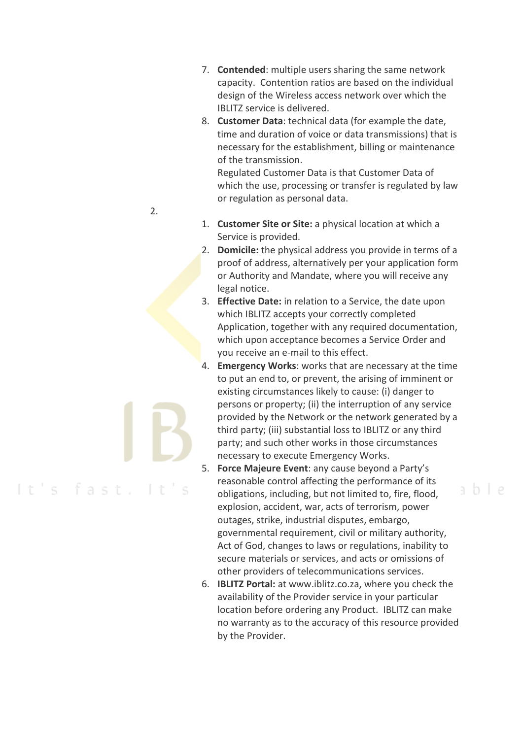7. **Contended**: multiple users sharing the same network capacity. Contention ratios are based on the individual design of the Wireless access network over which the IBLITZ service is delivered.
8. **Customer Data**: technical data (for example the date, time and duration of voice or data transmissions) that is necessary for the establishment, billing or maintenance of the transmission.
   Regulated Customer Data is that Customer Data of which the use, processing or transfer is regulated by law or regulation as personal data.

2.

1. **Customer Site or Site:** a physical location at which a Service is provided.
2. **Domicile:** the physical address you provide in terms of a proof of address, alternatively per your application form or Authority and Mandate, where you will receive any legal notice.
3. **Effective Date:** in relation to a Service, the date upon which IBLITZ accepts your correctly completed Application, together with any required documentation, which upon acceptance becomes a Service Order and you receive an e-mail to this effect.
4. **Emergency Works**: works that are necessary at the time to put an end to, or prevent, the arising of imminent or existing circumstances likely to cause: (i) danger to persons or property; (ii) the interruption of any service provided by the Network or the network generated by a third party; (iii) substantial loss to IBLITZ or any third party; and such other works in those circumstances necessary to execute Emergency Works.
5. **Force Majeure Event**: any cause beyond a Party's reasonable control affecting the performance of its obligations, including, but not limited to, fire, flood, explosion, accident, war, acts of terrorism, power outages, strike, industrial disputes, embargo, governmental requirement, civil or military authority, Act of God, changes to laws or regulations, inability to secure materials or services, and acts or omissions of other providers of telecommunications services.
6. **IBLITZ Portal:** at www.iblitz.co.za, where you check the availability of the Provider service in your particular location before ordering any Product. IBLITZ can make no warranty as to the accuracy of this resource provided by the Provider.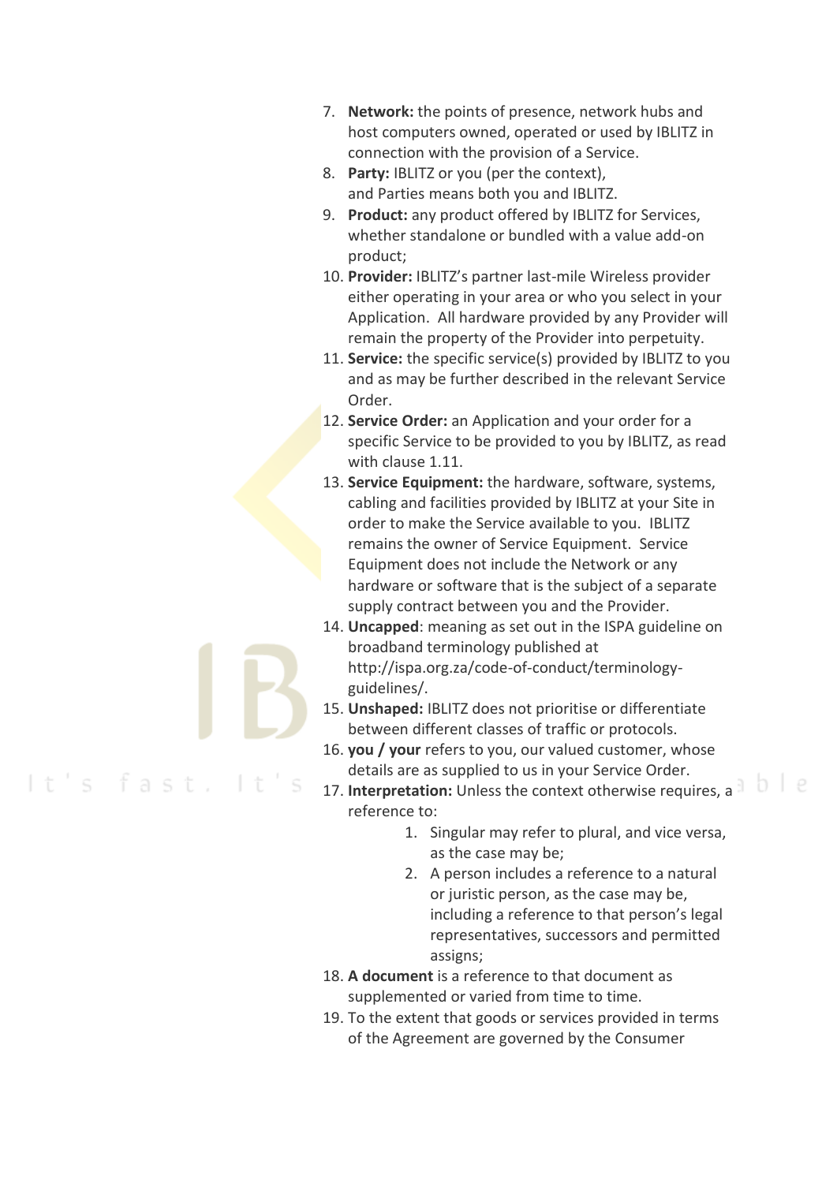7. **Network:** the points of presence, network hubs and host computers owned, operated or used by IBLITZ in connection with the provision of a Service.
8. **Party:** IBLITZ or you (per the context), and Parties means both you and IBLITZ.
9. **Product:** any product offered by IBLITZ for Services, whether standalone or bundled with a value add-on product;
10. **Provider:** IBLITZ's partner last-mile Wireless provider either operating in your area or who you select in your Application. All hardware provided by any Provider will remain the property of the Provider into perpetuity.
11. **Service:** the specific service(s) provided by IBLITZ to you and as may be further described in the relevant Service Order.
12. **Service Order:** an Application and your order for a specific Service to be provided to you by IBLITZ, as read with clause 1.11.
13. **Service Equipment:** the hardware, software, systems, cabling and facilities provided by IBLITZ at your Site in order to make the Service available to you. IBLITZ remains the owner of Service Equipment. Service Equipment does not include the Network or any hardware or software that is the subject of a separate supply contract between you and the Provider.
14. **Uncapped**: meaning as set out in the ISPA guideline on broadband terminology published at http://ispa.org.za/code-of-conduct/terminology-guidelines/.
15. **Unshaped:** IBLITZ does not prioritise or differentiate between different classes of traffic or protocols.
16. **you / your** refers to you, our valued customer, whose details are as supplied to us in your Service Order.
17. **Interpretation:** Unless the context otherwise requires, a reference to:
    1. Singular may refer to plural, and vice versa, as the case may be;
    2. A person includes a reference to a natural or juristic person, as the case may be, including a reference to that person's legal representatives, successors and permitted assigns;
18. **A document** is a reference to that document as supplemented or varied from time to time.
19. To the extent that goods or services provided in terms of the Agreement are governed by the Consumer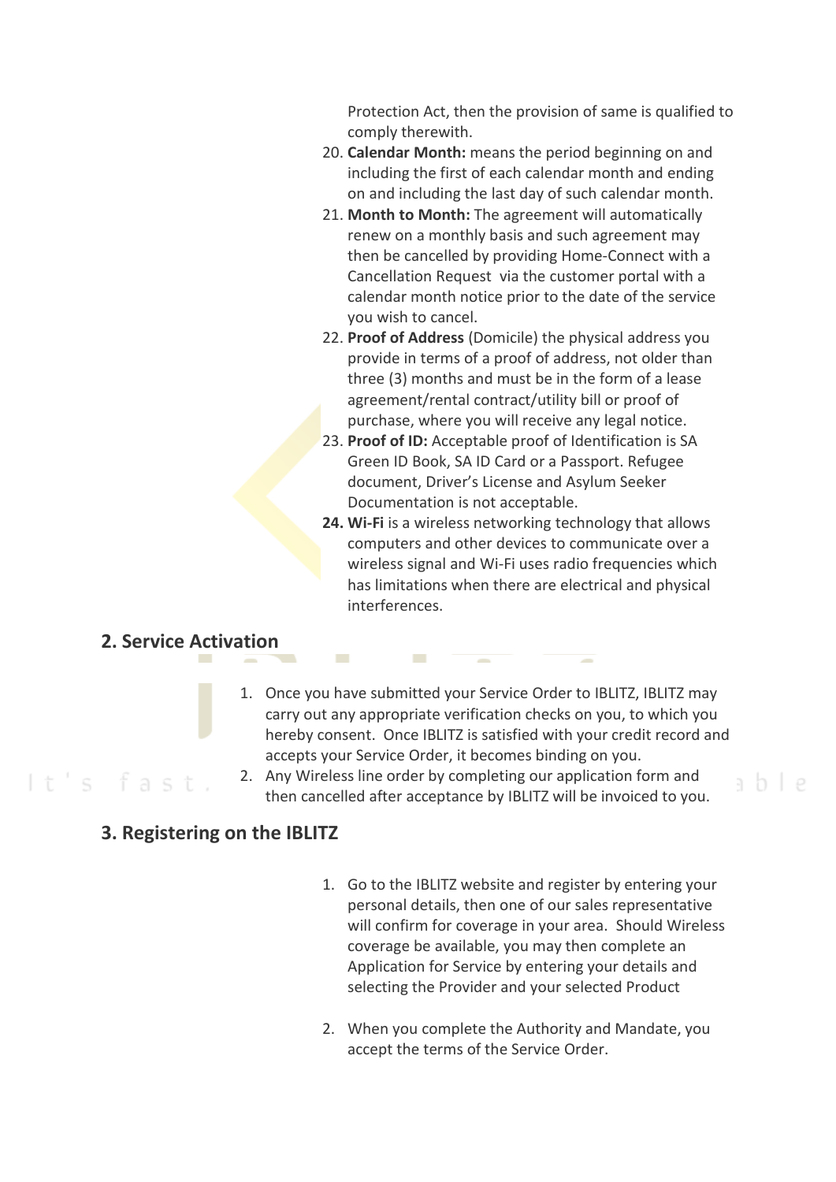Protection Act, then the provision of same is qualified to comply therewith.

20. **Calendar Month:** means the period beginning on and including the first of each calendar month and ending on and including the last day of such calendar month.
21. **Month to Month:** The agreement will automatically renew on a monthly basis and such agreement may then be cancelled by providing Home-Connect with a Cancellation Request via the customer portal with a calendar month notice prior to the date of the service you wish to cancel.
22. **Proof of Address** (Domicile) the physical address you provide in terms of a proof of address, not older than three (3) months and must be in the form of a lease agreement/rental contract/utility bill or proof of purchase, where you will receive any legal notice.
23. **Proof of ID:** Acceptable proof of Identification is SA Green ID Book, SA ID Card or a Passport. Refugee document, Driver's License and Asylum Seeker Documentation is not acceptable.
24. **Wi-Fi** is a wireless networking technology that allows computers and other devices to communicate over a wireless signal and Wi-Fi uses radio frequencies which has limitations when there are electrical and physical interferences.

## 2. Service Activation

1. Once you have submitted your Service Order to IBLITZ, IBLITZ may carry out any appropriate verification checks on you, to which you hereby consent. Once IBLITZ is satisfied with your credit record and accepts your Service Order, it becomes binding on you.
2. Any Wireless line order by completing our application form and then cancelled after acceptance by IBLITZ will be invoiced to you.

## 3. Registering on the IBLITZ

1. Go to the IBLITZ website and register by entering your personal details, then one of our sales representative will confirm for coverage in your area. Should Wireless coverage be available, you may then complete an Application for Service by entering your details and selecting the Provider and your selected Product
2. When you complete the Authority and Mandate, you accept the terms of the Service Order.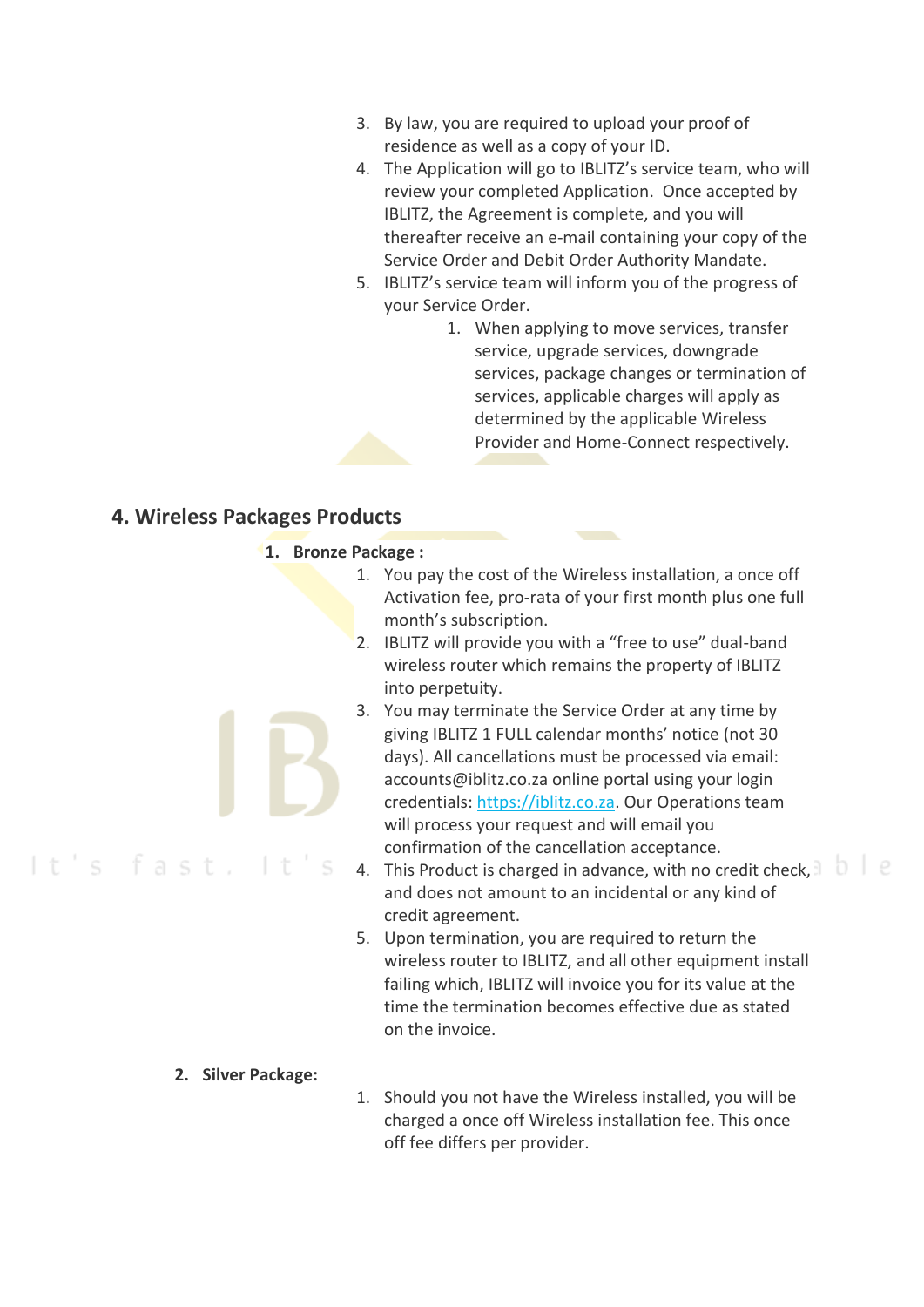3. By law, you are required to upload your proof of residence as well as a copy of your ID.
4. The Application will go to IBLITZ's service team, who will review your completed Application. Once accepted by IBLITZ, the Agreement is complete, and you will thereafter receive an e-mail containing your copy of the Service Order and Debit Order Authority Mandate.
5. IBLITZ's service team will inform you of the progress of your Service Order.
    1. When applying to move services, transfer service, upgrade services, downgrade services, package changes or termination of services, applicable charges will apply as determined by the applicable Wireless Provider and Home-Connect respectively.

## 4. Wireless Packages Products

1. **Bronze Package :**
    1. You pay the cost of the Wireless installation, a once off Activation fee, pro-rata of your first month plus one full month's subscription.
    2. IBLITZ will provide you with a "free to use" dual-band wireless router which remains the property of IBLITZ into perpetuity.
    3. You may terminate the Service Order at any time by giving IBLITZ 1 FULL calendar months' notice (not 30 days). All cancellations must be processed via email: accounts@iblitz.co.za online portal using your login credentials: https://iblitz.co.za. Our Operations team will process your request and will email you confirmation of the cancellation acceptance.
    4. This Product is charged in advance, with no credit check, and does not amount to an incidental or any kind of credit agreement.
    5. Upon termination, you are required to return the wireless router to IBLITZ, and all other equipment install failing which, IBLITZ will invoice you for its value at the time the termination becomes effective due as stated on the invoice.

2. **Silver Package:**
    1. Should you not have the Wireless installed, you will be charged a once off Wireless installation fee. This once off fee differs per provider.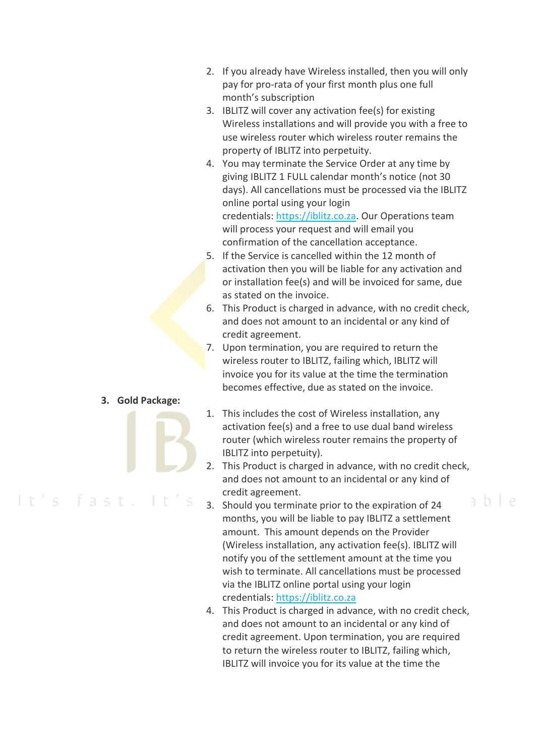2. If you already have Wireless installed, then you will only pay for pro-rata of your first month plus one full month's subscription
3. IBLITZ will cover any activation fee(s) for existing Wireless installations and will provide you with a free to use wireless router which wireless router remains the property of IBLITZ into perpetuity.
4. You may terminate the Service Order at any time by giving IBLITZ 1 FULL calendar month's notice (not 30 days). All cancellations must be processed via the IBLITZ online portal using your login credentials: [https://iblitz.co.za](https://iblitz.co.za). Our Operations team will process your request and will email you confirmation of the cancellation acceptance.
5. If the Service is cancelled within the 12 month of activation then you will be liable for any activation and or installation fee(s) and will be invoiced for same, due as stated on the invoice.
6. This Product is charged in advance, with no credit check, and does not amount to an incidental or any kind of credit agreement.
7. Upon termination, you are required to return the wireless router to IBLITZ, failing which, IBLITZ will invoice you for its value at the time the termination becomes effective, due as stated on the invoice.

### 3. Gold Package:

1. This includes the cost of Wireless installation, any activation fee(s) and a free to use dual band wireless router (which wireless router remains the property of IBLITZ into perpetuity).
2. This Product is charged in advance, with no credit check, and does not amount to an incidental or any kind of credit agreement.
3. Should you terminate prior to the expiration of 24 months, you will be liable to pay IBLITZ a settlement amount. This amount depends on the Provider (Wireless installation, any activation fee(s). IBLITZ will notify you of the settlement amount at the time you wish to terminate. All cancellations must be processed via the IBLITZ online portal using your login credentials: [https://iblitz.co.za](https://iblitz.co.za)
4. This Product is charged in advance, with no credit check, and does not amount to an incidental or any kind of credit agreement. Upon termination, you are required to return the wireless router to IBLITZ, failing which, IBLITZ will invoice you for its value at the time the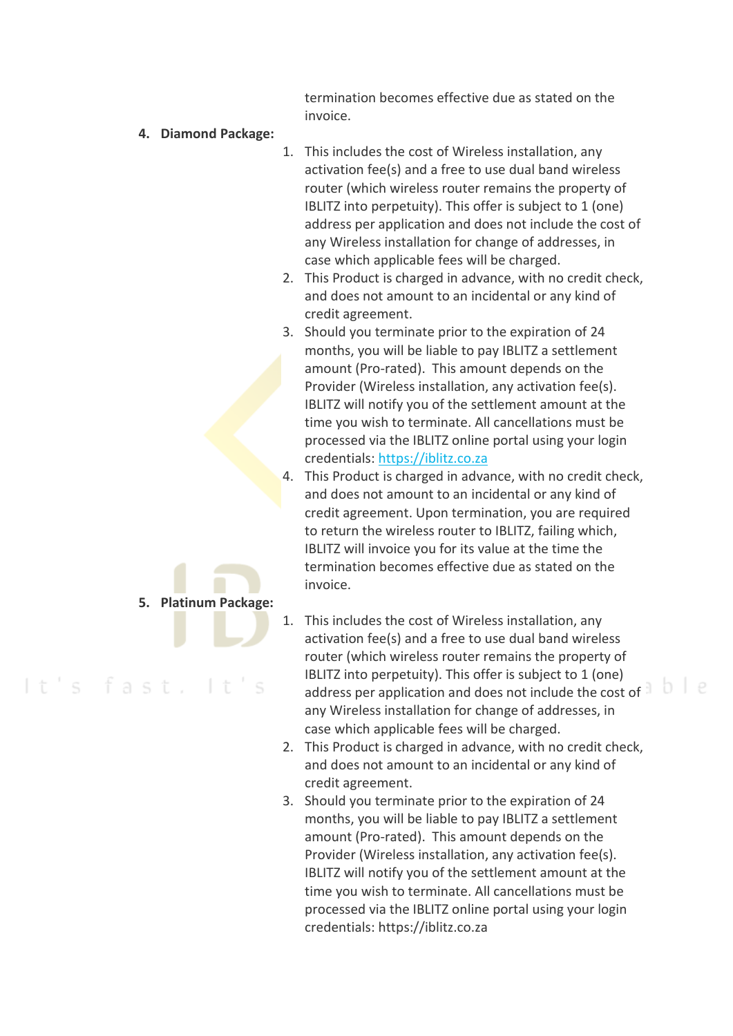termination becomes effective due as stated on the invoice.

4. **Diamond Package:**

   1. This includes the cost of Wireless installation, any activation fee(s) and a free to use dual band wireless router (which wireless router remains the property of IBLITZ into perpetuity). This offer is subject to 1 (one) address per application and does not include the cost of any Wireless installation for change of addresses, in case which applicable fees will be charged.
   2. This Product is charged in advance, with no credit check, and does not amount to an incidental or any kind of credit agreement.
   3. Should you terminate prior to the expiration of 24 months, you will be liable to pay IBLITZ a settlement amount (Pro-rated). This amount depends on the Provider (Wireless installation, any activation fee(s). IBLITZ will notify you of the settlement amount at the time you wish to terminate. All cancellations must be processed via the IBLITZ online portal using your login credentials: https://iblitz.co.za
   4. This Product is charged in advance, with no credit check, and does not amount to an incidental or any kind of credit agreement. Upon termination, you are required to return the wireless router to IBLITZ, failing which, IBLITZ will invoice you for its value at the time the termination becomes effective due as stated on the invoice.

5. **Platinum Package:**

   1. This includes the cost of Wireless installation, any activation fee(s) and a free to use dual band wireless router (which wireless router remains the property of IBLITZ into perpetuity). This offer is subject to 1 (one) address per application and does not include the cost of any Wireless installation for change of addresses, in case which applicable fees will be charged.
   2. This Product is charged in advance, with no credit check, and does not amount to an incidental or any kind of credit agreement.
   3. Should you terminate prior to the expiration of 24 months, you will be liable to pay IBLITZ a settlement amount (Pro-rated). This amount depends on the Provider (Wireless installation, any activation fee(s). IBLITZ will notify you of the settlement amount at the time you wish to terminate. All cancellations must be processed via the IBLITZ online portal using your login credentials: https://iblitz.co.za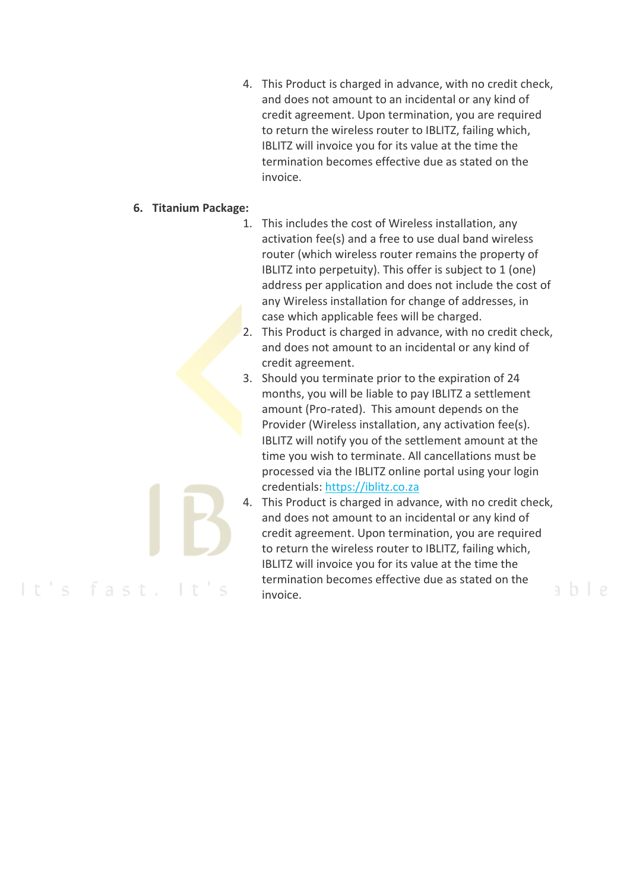4. This Product is charged in advance, with no credit check, and does not amount to an incidental or any kind of credit agreement. Upon termination, you are required to return the wireless router to IBLITZ, failing which, IBLITZ will invoice you for its value at the time the termination becomes effective due as stated on the invoice.

6. **Titanium Package:**

    1. This includes the cost of Wireless installation, any activation fee(s) and a free to use dual band wireless router (which wireless router remains the property of IBLITZ into perpetuity). This offer is subject to 1 (one) address per application and does not include the cost of any Wireless installation for change of addresses, in case which applicable fees will be charged.
    2. This Product is charged in advance, with no credit check, and does not amount to an incidental or any kind of credit agreement.
    3. Should you terminate prior to the expiration of 24 months, you will be liable to pay IBLITZ a settlement amount (Pro-rated). This amount depends on the Provider (Wireless installation, any activation fee(s). IBLITZ will notify you of the settlement amount at the time you wish to terminate. All cancellations must be processed via the IBLITZ online portal using your login credentials: https://iblitz.co.za
    4. This Product is charged in advance, with no credit check, and does not amount to an incidental or any kind of credit agreement. Upon termination, you are required to return the wireless router to IBLITZ, failing which, IBLITZ will invoice you for its value at the time the termination becomes effective due as stated on the invoice.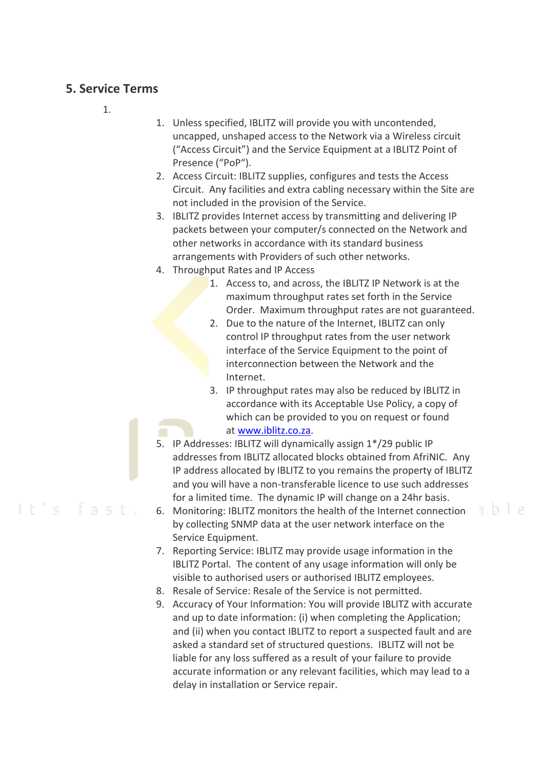## 5. Service Terms

1. 
    1. Unless specified, IBLITZ will provide you with uncontended, uncapped, unshaped access to the Network via a Wireless circuit ("Access Circuit") and the Service Equipment at a IBLITZ Point of Presence ("PoP").
    2. Access Circuit: IBLITZ supplies, configures and tests the Access Circuit. Any facilities and extra cabling necessary within the Site are not included in the provision of the Service.
    3. IBLITZ provides Internet access by transmitting and delivering IP packets between your computer/s connected on the Network and other networks in accordance with its standard business arrangements with Providers of such other networks.
    4. Throughput Rates and IP Access
        1. Access to, and across, the IBLITZ IP Network is at the maximum throughput rates set forth in the Service Order. Maximum throughput rates are not guaranteed.
        2. Due to the nature of the Internet, IBLITZ can only control IP throughput rates from the user network interface of the Service Equipment to the point of interconnection between the Network and the Internet.
        3. IP throughput rates may also be reduced by IBLITZ in accordance with its Acceptable Use Policy, a copy of which can be provided to you on request or found at [www.iblitz.co.za](www.iblitz.co.za).
    5. IP Addresses: IBLITZ will dynamically assign 1*/29 public IP addresses from IBLITZ allocated blocks obtained from AfriNIC. Any IP address allocated by IBLITZ to you remains the property of IBLITZ and you will have a non-transferable licence to use such addresses for a limited time. The dynamic IP will change on a 24hr basis.
    6. Monitoring: IBLITZ monitors the health of the Internet connection by collecting SNMP data at the user network interface on the Service Equipment.
    7. Reporting Service: IBLITZ may provide usage information in the IBLITZ Portal. The content of any usage information will only be visible to authorised users or authorised IBLITZ employees.
    8. Resale of Service: Resale of the Service is not permitted.
    9. Accuracy of Your Information: You will provide IBLITZ with accurate and up to date information: (i) when completing the Application; and (ii) when you contact IBLITZ to report a suspected fault and are asked a standard set of structured questions. IBLITZ will not be liable for any loss suffered as a result of your failure to provide accurate information or any relevant facilities, which may lead to a delay in installation or Service repair.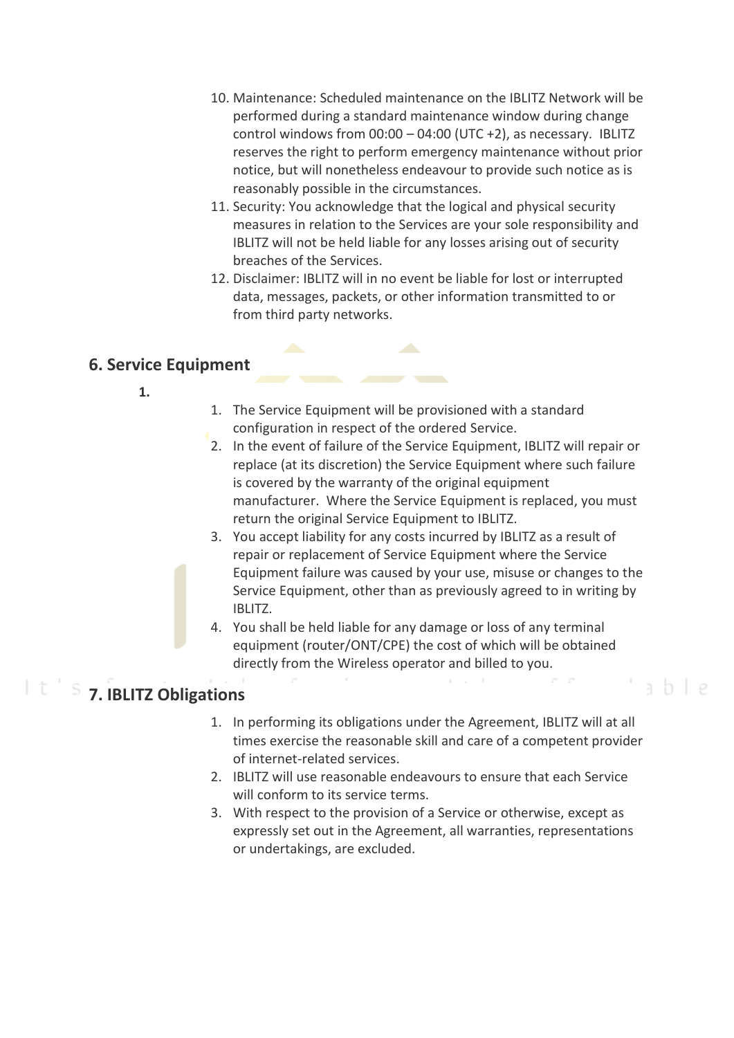10. Maintenance: Scheduled maintenance on the IBLITZ Network will be performed during a standard maintenance window during change control windows from 00:00 – 04:00 (UTC +2), as necessary. IBLITZ reserves the right to perform emergency maintenance without prior notice, but will nonetheless endeavour to provide such notice as is reasonably possible in the circumstances.
11. Security: You acknowledge that the logical and physical security measures in relation to the Services are your sole responsibility and IBLITZ will not be held liable for any losses arising out of security breaches of the Services.
12. Disclaimer: IBLITZ will in no event be liable for lost or interrupted data, messages, packets, or other information transmitted to or from third party networks.

## 6. Service Equipment

**1.**

1. The Service Equipment will be provisioned with a standard configuration in respect of the ordered Service.
2. In the event of failure of the Service Equipment, IBLITZ will repair or replace (at its discretion) the Service Equipment where such failure is covered by the warranty of the original equipment manufacturer. Where the Service Equipment is replaced, you must return the original Service Equipment to IBLITZ.
3. You accept liability for any costs incurred by IBLITZ as a result of repair or replacement of Service Equipment where the Service Equipment failure was caused by your use, misuse or changes to the Service Equipment, other than as previously agreed to in writing by IBLITZ.
4. You shall be held liable for any damage or loss of any terminal equipment (router/ONT/CPE) the cost of which will be obtained directly from the Wireless operator and billed to you.

## 7. IBLITZ Obligations

1. In performing its obligations under the Agreement, IBLITZ will at all times exercise the reasonable skill and care of a competent provider of internet-related services.
2. IBLITZ will use reasonable endeavours to ensure that each Service will conform to its service terms.
3. With respect to the provision of a Service or otherwise, except as expressly set out in the Agreement, all warranties, representations or undertakings, are excluded.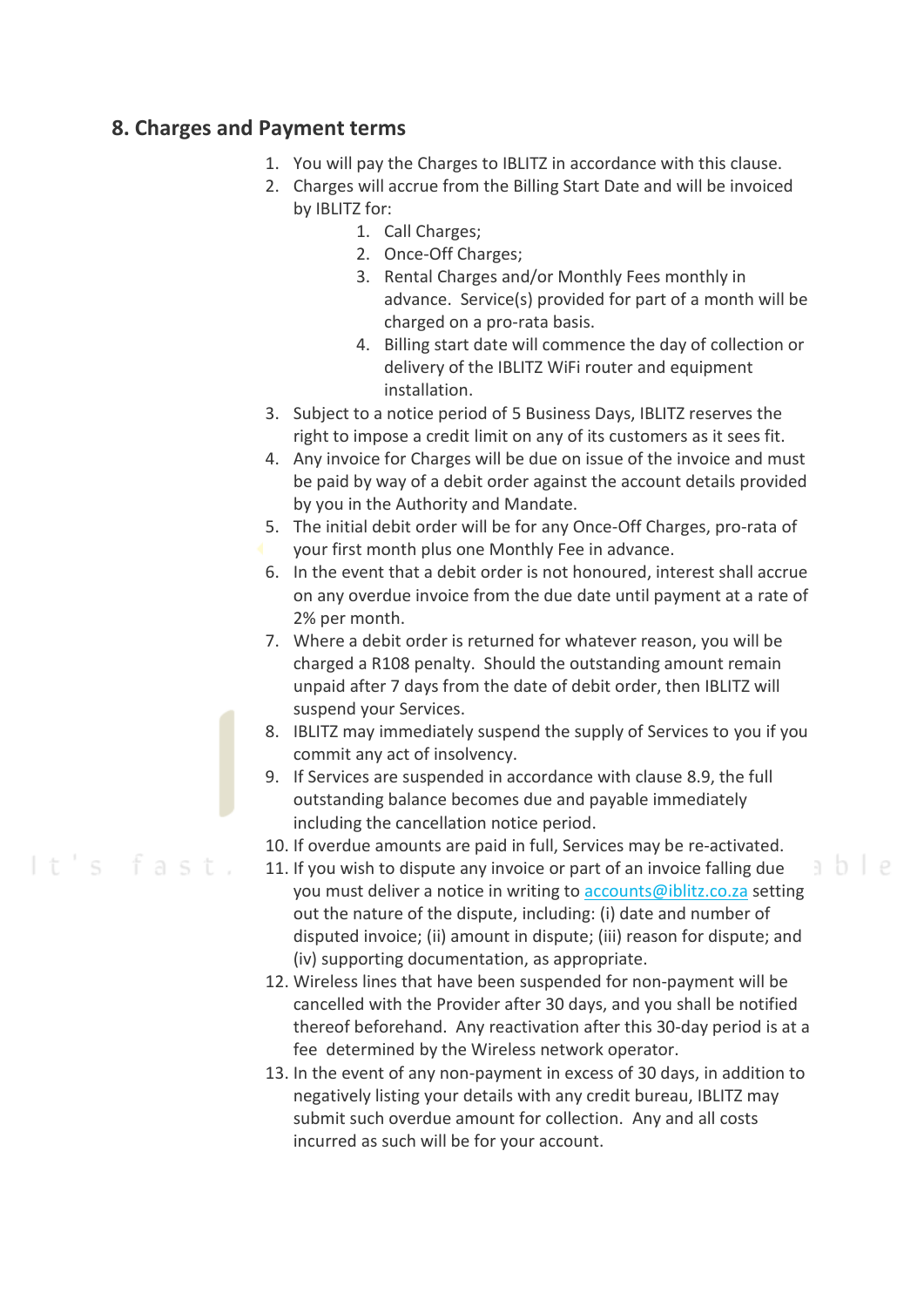## 8. Charges and Payment terms

1. You will pay the Charges to IBLITZ in accordance with this clause.
2. Charges will accrue from the Billing Start Date and will be invoiced by IBLITZ for:
    1. Call Charges;
    2. Once-Off Charges;
    3. Rental Charges and/or Monthly Fees monthly in advance. Service(s) provided for part of a month will be charged on a pro-rata basis.
    4. Billing start date will commence the day of collection or delivery of the IBLITZ WiFi router and equipment installation.
3. Subject to a notice period of 5 Business Days, IBLITZ reserves the right to impose a credit limit on any of its customers as it sees fit.
4. Any invoice for Charges will be due on issue of the invoice and must be paid by way of a debit order against the account details provided by you in the Authority and Mandate.
5. The initial debit order will be for any Once-Off Charges, pro-rata of your first month plus one Monthly Fee in advance.
6. In the event that a debit order is not honoured, interest shall accrue on any overdue invoice from the due date until payment at a rate of 2% per month.
7. Where a debit order is returned for whatever reason, you will be charged a R108 penalty. Should the outstanding amount remain unpaid after 7 days from the date of debit order, then IBLITZ will suspend your Services.
8. IBLITZ may immediately suspend the supply of Services to you if you commit any act of insolvency.
9. If Services are suspended in accordance with clause 8.9, the full outstanding balance becomes due and payable immediately including the cancellation notice period.
10. If overdue amounts are paid in full, Services may be re-activated.
11. If you wish to dispute any invoice or part of an invoice falling due you must deliver a notice in writing to accounts@iblitz.co.za setting out the nature of the dispute, including: (i) date and number of disputed invoice; (ii) amount in dispute; (iii) reason for dispute; and (iv) supporting documentation, as appropriate.
12. Wireless lines that have been suspended for non-payment will be cancelled with the Provider after 30 days, and you shall be notified thereof beforehand. Any reactivation after this 30-day period is at a fee determined by the Wireless network operator.
13. In the event of any non-payment in excess of 30 days, in addition to negatively listing your details with any credit bureau, IBLITZ may submit such overdue amount for collection. Any and all costs incurred as such will be for your account.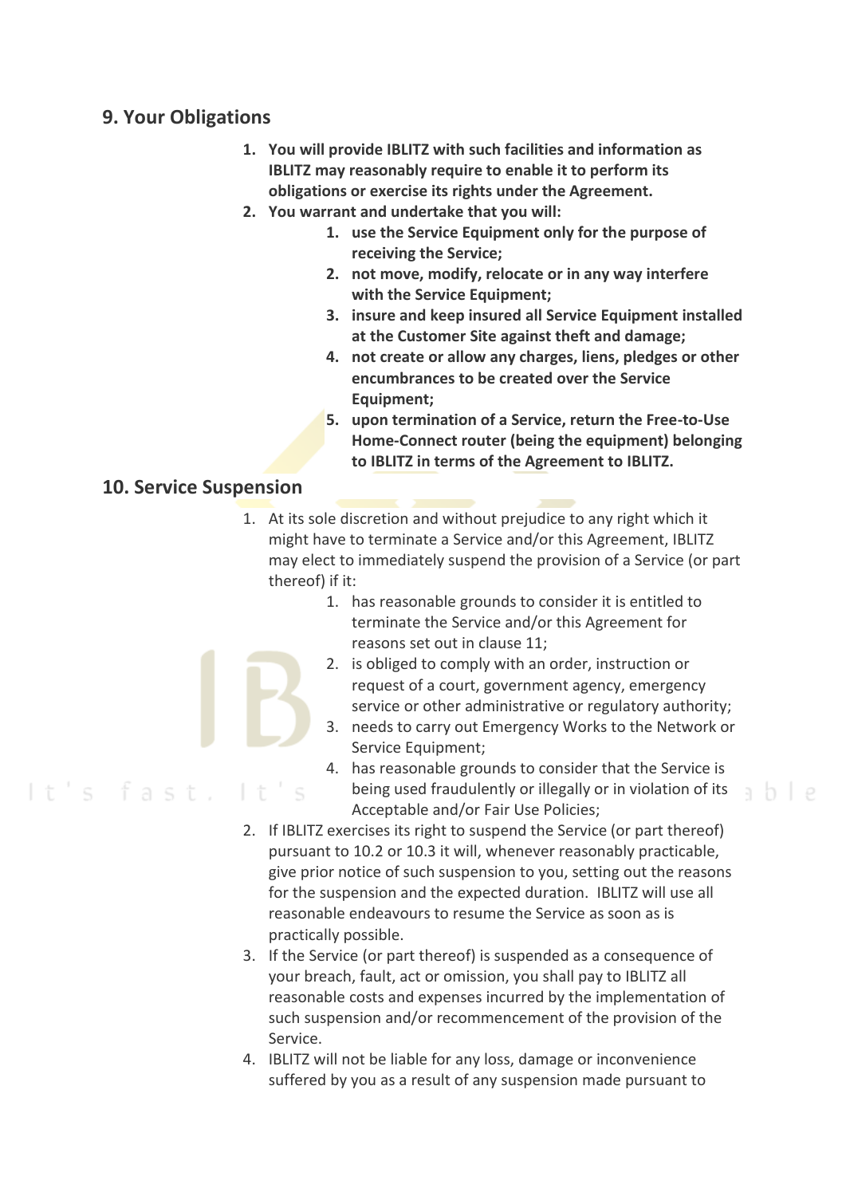## 9. Your Obligations

1. **You will provide IBLITZ with such facilities and information as IBLITZ may reasonably require to enable it to perform its obligations or exercise its rights under the Agreement.**
2. **You warrant and undertake that you will:**
    1. **use the Service Equipment only for the purpose of receiving the Service;**
    2. **not move, modify, relocate or in any way interfere with the Service Equipment;**
    3. **insure and keep insured all Service Equipment installed at the Customer Site against theft and damage;**
    4. **not create or allow any charges, liens, pledges or other encumbrances to be created over the Service Equipment;**
    5. **upon termination of a Service, return the Free-to-Use Home-Connect router (being the equipment) belonging to IBLITZ in terms of the Agreement to IBLITZ.**

## 10. Service Suspension

1. At its sole discretion and without prejudice to any right which it might have to terminate a Service and/or this Agreement, IBLITZ may elect to immediately suspend the provision of a Service (or part thereof) if it:
    1. has reasonable grounds to consider it is entitled to terminate the Service and/or this Agreement for reasons set out in clause 11;
    2. is obliged to comply with an order, instruction or request of a court, government agency, emergency service or other administrative or regulatory authority;
    3. needs to carry out Emergency Works to the Network or Service Equipment;
    4. has reasonable grounds to consider that the Service is being used fraudulently or illegally or in violation of its Acceptable and/or Fair Use Policies;
2. If IBLITZ exercises its right to suspend the Service (or part thereof) pursuant to 10.2 or 10.3 it will, whenever reasonably practicable, give prior notice of such suspension to you, setting out the reasons for the suspension and the expected duration. IBLITZ will use all reasonable endeavours to resume the Service as soon as is practically possible.
3. If the Service (or part thereof) is suspended as a consequence of your breach, fault, act or omission, you shall pay to IBLITZ all reasonable costs and expenses incurred by the implementation of such suspension and/or recommencement of the provision of the Service.
4. IBLITZ will not be liable for any loss, damage or inconvenience suffered by you as a result of any suspension made pursuant to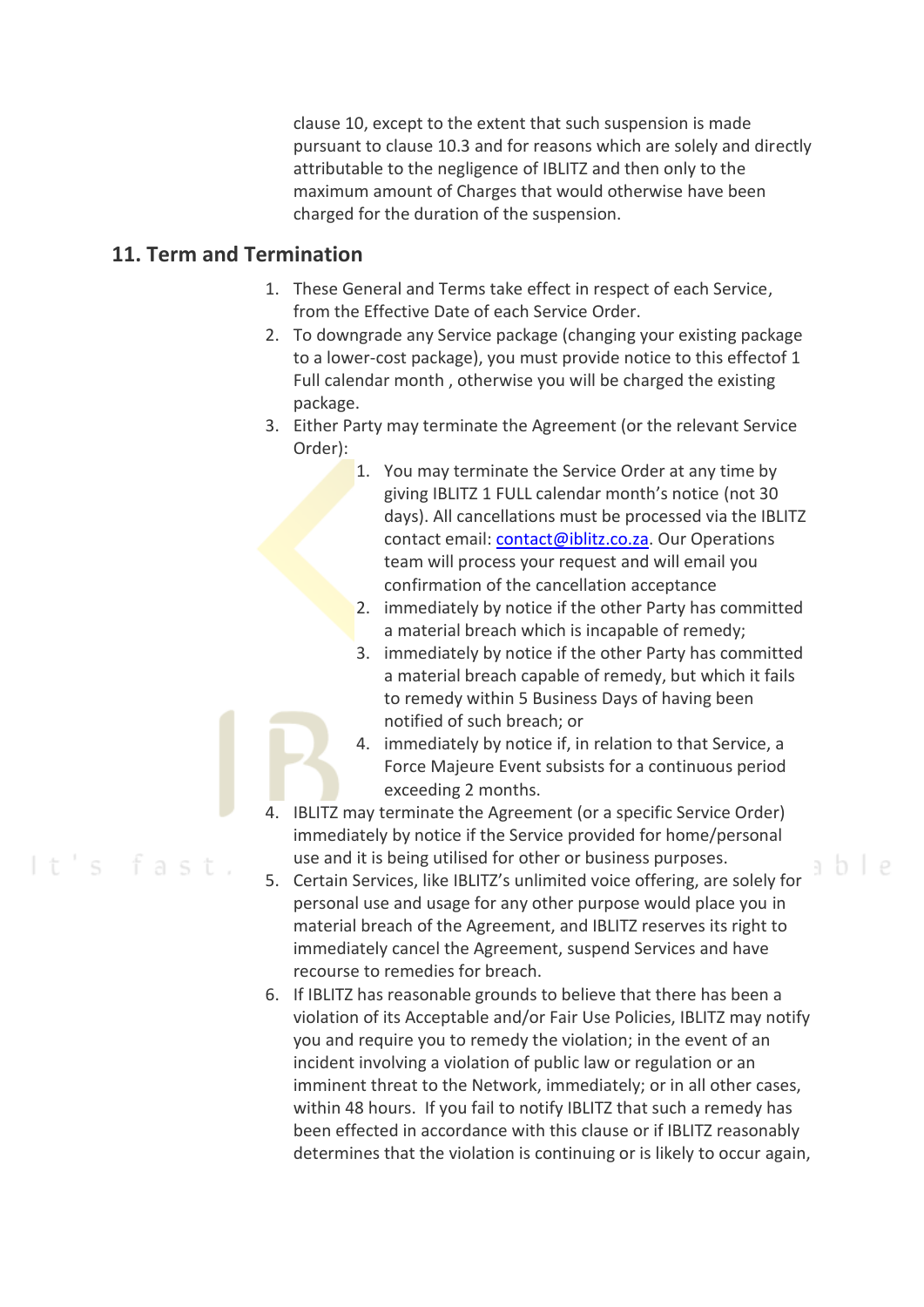clause 10, except to the extent that such suspension is made pursuant to clause 10.3 and for reasons which are solely and directly attributable to the negligence of IBLITZ and then only to the maximum amount of Charges that would otherwise have been charged for the duration of the suspension.

## 11. Term and Termination

1. These General and Terms take effect in respect of each Service, from the Effective Date of each Service Order.
2. To downgrade any Service package (changing your existing package to a lower-cost package), you must provide notice to this effectof 1 Full calendar month , otherwise you will be charged the existing package.
3. Either Party may terminate the Agreement (or the relevant Service Order):
    1. You may terminate the Service Order at any time by giving IBLITZ 1 FULL calendar month's notice (not 30 days). All cancellations must be processed via the IBLITZ contact email: contact@iblitz.co.za. Our Operations team will process your request and will email you confirmation of the cancellation acceptance
    2. immediately by notice if the other Party has committed a material breach which is incapable of remedy;
    3. immediately by notice if the other Party has committed a material breach capable of remedy, but which it fails to remedy within 5 Business Days of having been notified of such breach; or
    4. immediately by notice if, in relation to that Service, a Force Majeure Event subsists for a continuous period exceeding 2 months.
4. IBLITZ may terminate the Agreement (or a specific Service Order) immediately by notice if the Service provided for home/personal use and it is being utilised for other or business purposes.
5. Certain Services, like IBLITZ's unlimited voice offering, are solely for personal use and usage for any other purpose would place you in material breach of the Agreement, and IBLITZ reserves its right to immediately cancel the Agreement, suspend Services and have recourse to remedies for breach.
6. If IBLITZ has reasonable grounds to believe that there has been a violation of its Acceptable and/or Fair Use Policies, IBLITZ may notify you and require you to remedy the violation; in the event of an incident involving a violation of public law or regulation or an imminent threat to the Network, immediately; or in all other cases, within 48 hours. If you fail to notify IBLITZ that such a remedy has been effected in accordance with this clause or if IBLITZ reasonably determines that the violation is continuing or is likely to occur again,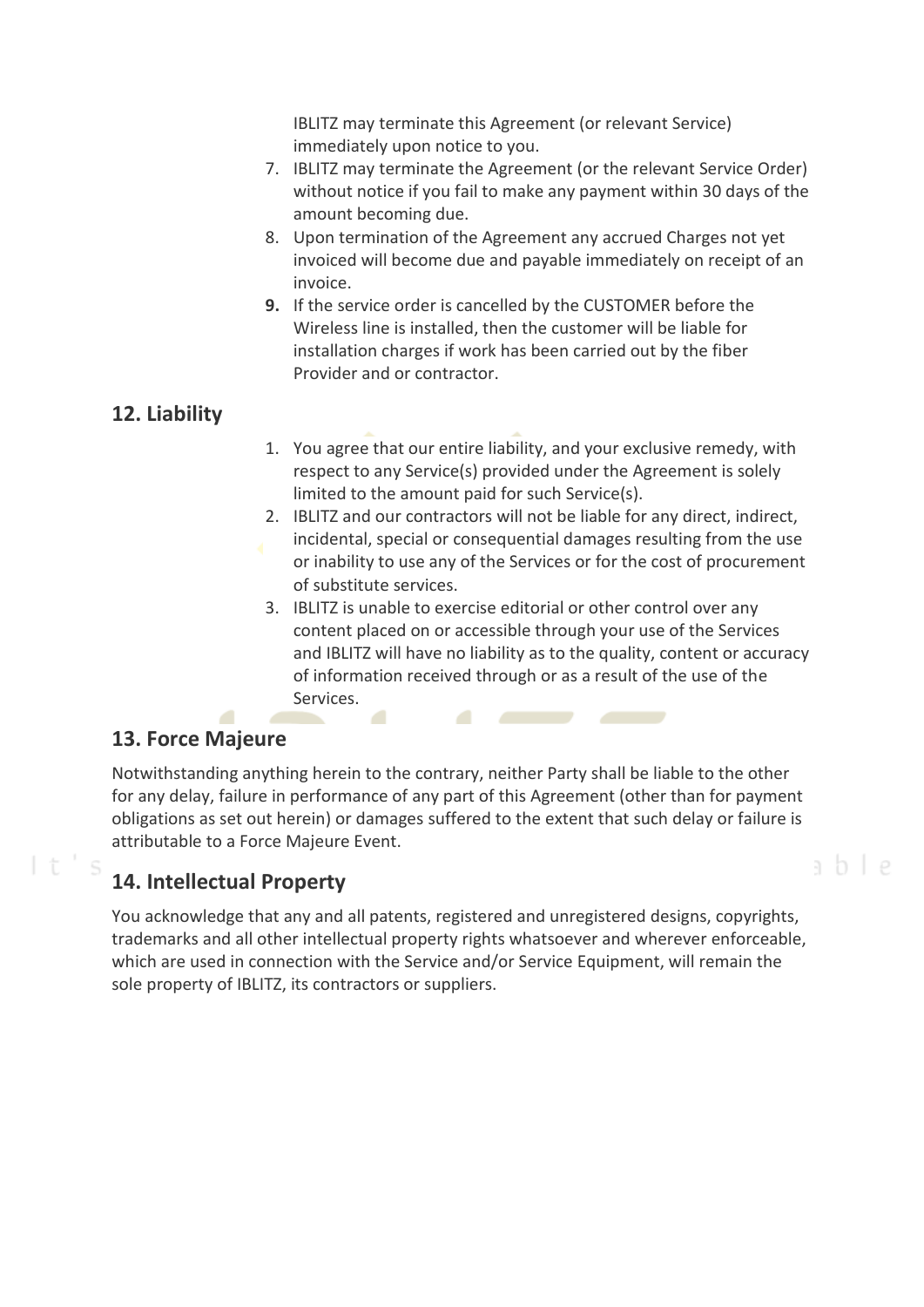IBLITZ may terminate this Agreement (or relevant Service) immediately upon notice to you.

7. IBLITZ may terminate the Agreement (or the relevant Service Order) without notice if you fail to make any payment within 30 days of the amount becoming due.
8. Upon termination of the Agreement any accrued Charges not yet invoiced will become due and payable immediately on receipt of an invoice.
9. If the service order is cancelled by the CUSTOMER before the Wireless line is installed, then the customer will be liable for installation charges if work has been carried out by the fiber Provider and or contractor.

## 12. Liability

1. You agree that our entire liability, and your exclusive remedy, with respect to any Service(s) provided under the Agreement is solely limited to the amount paid for such Service(s).
2. IBLITZ and our contractors will not be liable for any direct, indirect, incidental, special or consequential damages resulting from the use or inability to use any of the Services or for the cost of procurement of substitute services.
3. IBLITZ is unable to exercise editorial or other control over any content placed on or accessible through your use of the Services and IBLITZ will have no liability as to the quality, content or accuracy of information received through or as a result of the use of the Services.

## 13. Force Majeure

Notwithstanding anything herein to the contrary, neither Party shall be liable to the other for any delay, failure in performance of any part of this Agreement (other than for payment obligations as set out herein) or damages suffered to the extent that such delay or failure is attributable to a Force Majeure Event.

## 14. Intellectual Property

You acknowledge that any and all patents, registered and unregistered designs, copyrights, trademarks and all other intellectual property rights whatsoever and wherever enforceable, which are used in connection with the Service and/or Service Equipment, will remain the sole property of IBLITZ, its contractors or suppliers.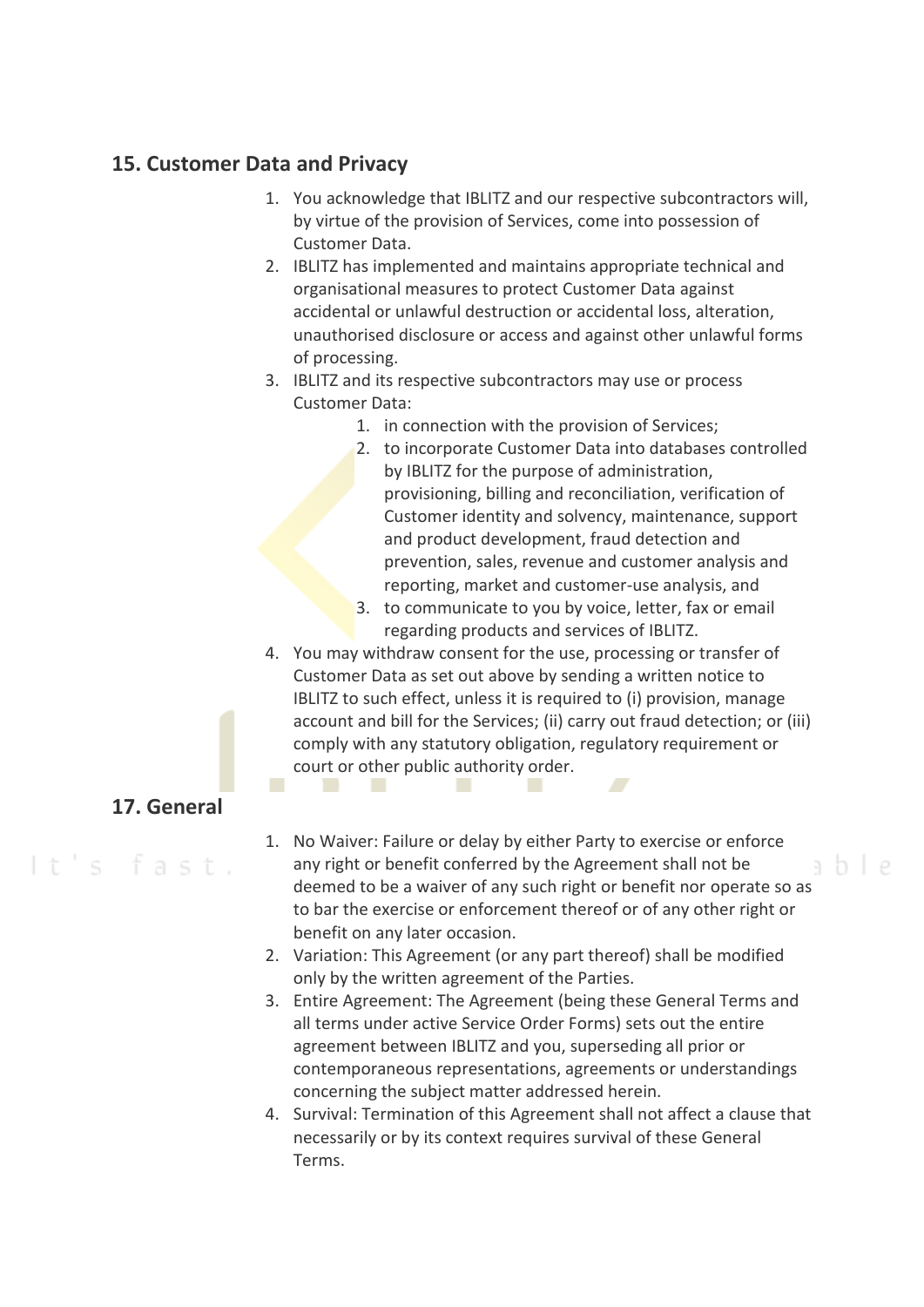## 15. Customer Data and Privacy

1. You acknowledge that IBLITZ and our respective subcontractors will, by virtue of the provision of Services, come into possession of Customer Data.
2. IBLITZ has implemented and maintains appropriate technical and organisational measures to protect Customer Data against accidental or unlawful destruction or accidental loss, alteration, unauthorised disclosure or access and against other unlawful forms of processing.
3. IBLITZ and its respective subcontractors may use or process Customer Data:
   1. in connection with the provision of Services;
   2. to incorporate Customer Data into databases controlled by IBLITZ for the purpose of administration, provisioning, billing and reconciliation, verification of Customer identity and solvency, maintenance, support and product development, fraud detection and prevention, sales, revenue and customer analysis and reporting, market and customer-use analysis, and
   3. to communicate to you by voice, letter, fax or email regarding products and services of IBLITZ.
4. You may withdraw consent for the use, processing or transfer of Customer Data as set out above by sending a written notice to IBLITZ to such effect, unless it is required to (i) provision, manage account and bill for the Services; (ii) carry out fraud detection; or (iii) comply with any statutory obligation, regulatory requirement or court or other public authority order.

## 17. General

1. No Waiver: Failure or delay by either Party to exercise or enforce any right or benefit conferred by the Agreement shall not be deemed to be a waiver of any such right or benefit nor operate so as to bar the exercise or enforcement thereof or of any other right or benefit on any later occasion.
2. Variation: This Agreement (or any part thereof) shall be modified only by the written agreement of the Parties.
3. Entire Agreement: The Agreement (being these General Terms and all terms under active Service Order Forms) sets out the entire agreement between IBLITZ and you, superseding all prior or contemporaneous representations, agreements or understandings concerning the subject matter addressed herein.
4. Survival: Termination of this Agreement shall not affect a clause that necessarily or by its context requires survival of these General Terms.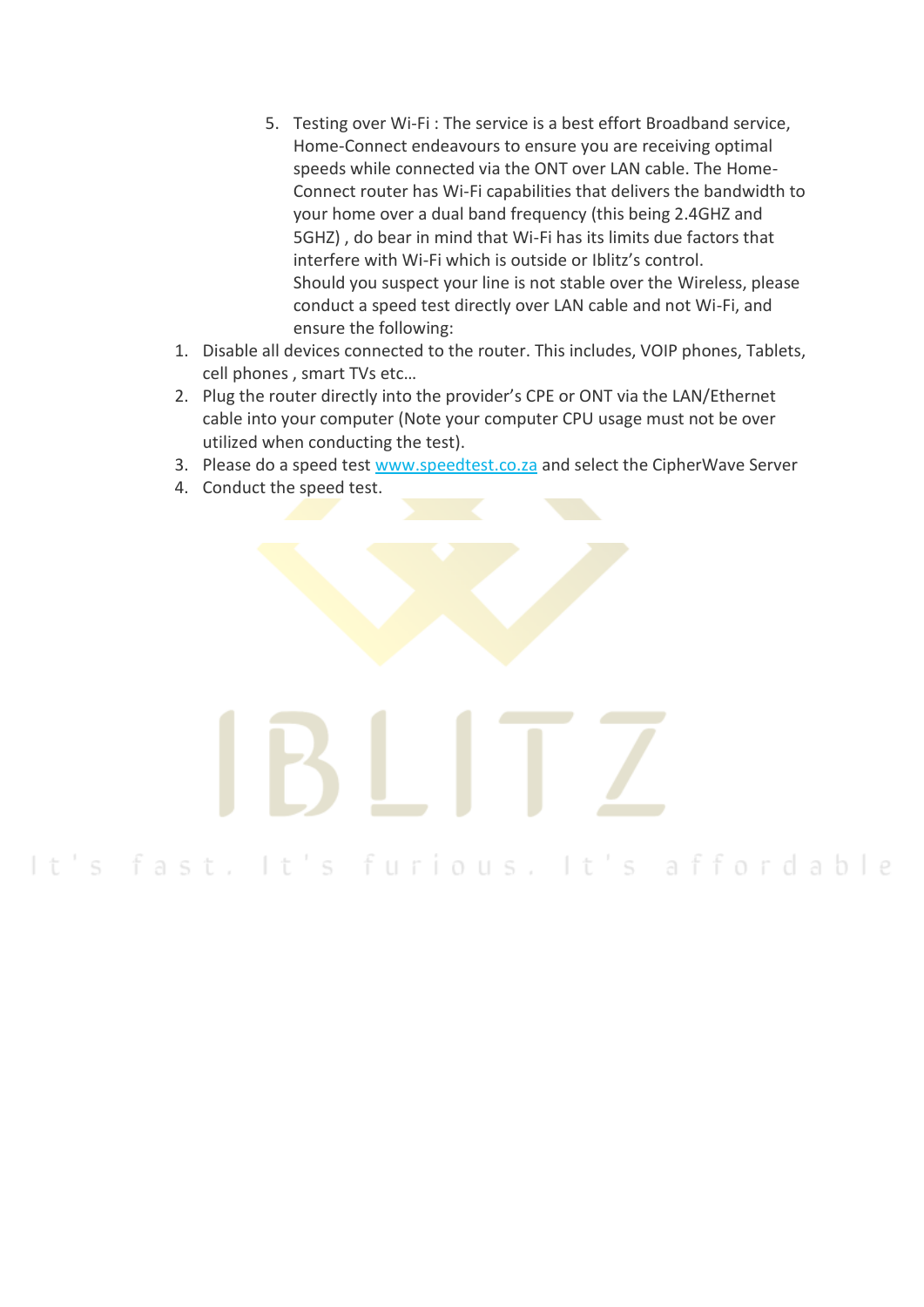5. Testing over Wi-Fi : The service is a best effort Broadband service, Home-Connect endeavours to ensure you are receiving optimal speeds while connected via the ONT over LAN cable. The Home-Connect router has Wi-Fi capabilities that delivers the bandwidth to your home over a dual band frequency (this being 2.4GHZ and 5GHZ) , do bear in mind that Wi-Fi has its limits due factors that interfere with Wi-Fi which is outside or Iblitz's control.

   Should you suspect your line is not stable over the Wireless, please conduct a speed test directly over LAN cable and not Wi-Fi, and ensure the following:

1. Disable all devices connected to the router. This includes, VOIP phones, Tablets, cell phones , smart TVs etc…
2. Plug the router directly into the provider's CPE or ONT via the LAN/Ethernet cable into your computer (Note your computer CPU usage must not be over utilized when conducting the test).
3. Please do a speed test www.speedtest.co.za and select the CipherWave Server
4. Conduct the speed test.